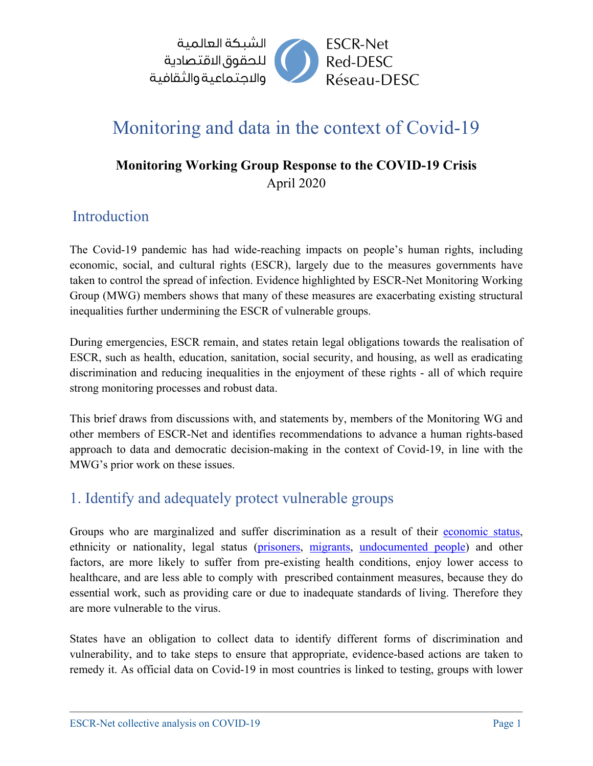الشبكة العالمية
للحقوق الاقتصادية
والاجتماعية والثقافية

ESCR-Net
Red-DESC
Réseau-DESC

# Monitoring and data in the context of Covid-19

**Monitoring Working Group Response to the COVID-19 Crisis**
April 2020

## Introduction

The Covid-19 pandemic has had wide-reaching impacts on people's human rights, including economic, social, and cultural rights (ESCR), largely due to the measures governments have taken to control the spread of infection. Evidence highlighted by ESCR-Net Monitoring Working Group (MWG) members shows that many of these measures are exacerbating existing structural inequalities further undermining the ESCR of vulnerable groups.

During emergencies, ESCR remain, and states retain legal obligations towards the realisation of ESCR, such as health, education, sanitation, social security, and housing, as well as eradicating discrimination and reducing inequalities in the enjoyment of these rights - all of which require strong monitoring processes and robust data.

This brief draws from discussions with, and statements by, members of the Monitoring WG and other members of ESCR-Net and identifies recommendations to advance a human rights-based approach to data and democratic decision-making in the context of Covid-19, in line with the MWG's prior work on these issues.

## 1. Identify and adequately protect vulnerable groups

Groups who are marginalized and suffer discrimination as a result of their economic status, ethnicity or nationality, legal status (prisoners, migrants, undocumented people) and other factors, are more likely to suffer from pre-existing health conditions, enjoy lower access to healthcare, and are less able to comply with prescribed containment measures, because they do essential work, such as providing care or due to inadequate standards of living. Therefore they are more vulnerable to the virus.

States have an obligation to collect data to identify different forms of discrimination and vulnerability, and to take steps to ensure that appropriate, evidence-based actions are taken to remedy it. As official data on Covid-19 in most countries is linked to testing, groups with lower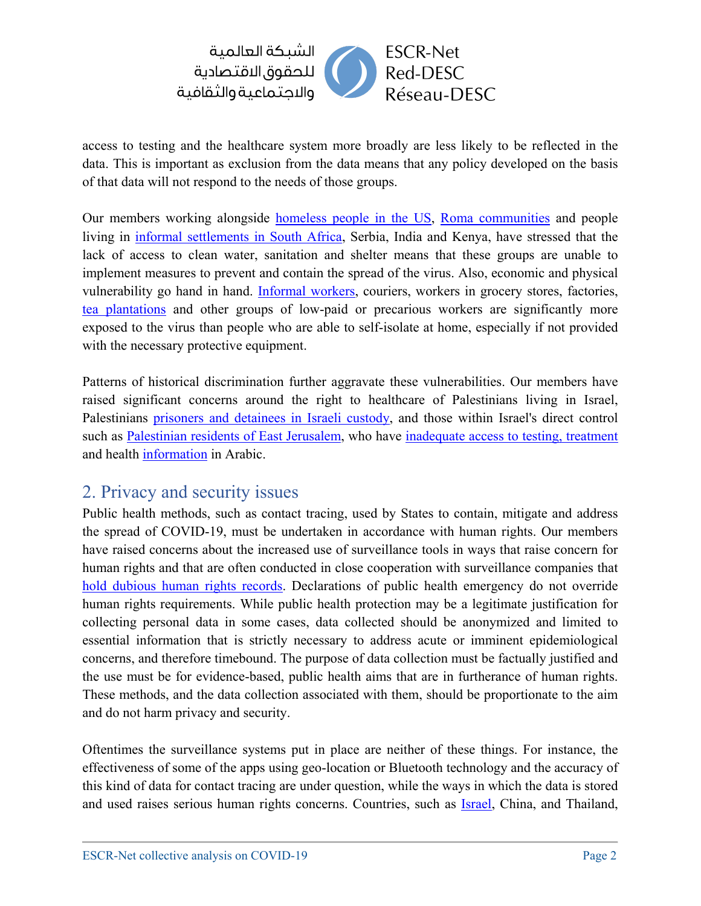access to testing and the healthcare system more broadly are less likely to be reflected in the data. This is important as exclusion from the data means that any policy developed on the basis of that data will not respond to the needs of those groups.

Our members working alongside homeless people in the US, Roma communities and people living in informal settlements in South Africa, Serbia, India and Kenya, have stressed that the lack of access to clean water, sanitation and shelter means that these groups are unable to implement measures to prevent and contain the spread of the virus. Also, economic and physical vulnerability go hand in hand. Informal workers, couriers, workers in grocery stores, factories, tea plantations and other groups of low-paid or precarious workers are significantly more exposed to the virus than people who are able to self-isolate at home, especially if not provided with the necessary protective equipment.

Patterns of historical discrimination further aggravate these vulnerabilities. Our members have raised significant concerns around the right to healthcare of Palestinians living in Israel, Palestinians prisoners and detainees in Israeli custody, and those within Israel's direct control such as Palestinian residents of East Jerusalem, who have inadequate access to testing, treatment and health information in Arabic.

## 2. Privacy and security issues

Public health methods, such as contact tracing, used by States to contain, mitigate and address the spread of COVID-19, must be undertaken in accordance with human rights. Our members have raised concerns about the increased use of surveillance tools in ways that raise concern for human rights and that are often conducted in close cooperation with surveillance companies that hold dubious human rights records. Declarations of public health emergency do not override human rights requirements. While public health protection may be a legitimate justification for collecting personal data in some cases, data collected should be anonymized and limited to essential information that is strictly necessary to address acute or imminent epidemiological concerns, and therefore timebound. The purpose of data collection must be factually justified and the use must be for evidence-based, public health aims that are in furtherance of human rights. These methods, and the data collection associated with them, should be proportionate to the aim and do not harm privacy and security.

Oftentimes the surveillance systems put in place are neither of these things. For instance, the effectiveness of some of the apps using geo-location or Bluetooth technology and the accuracy of this kind of data for contact tracing are under question, while the ways in which the data is stored and used raises serious human rights concerns. Countries, such as Israel, China, and Thailand,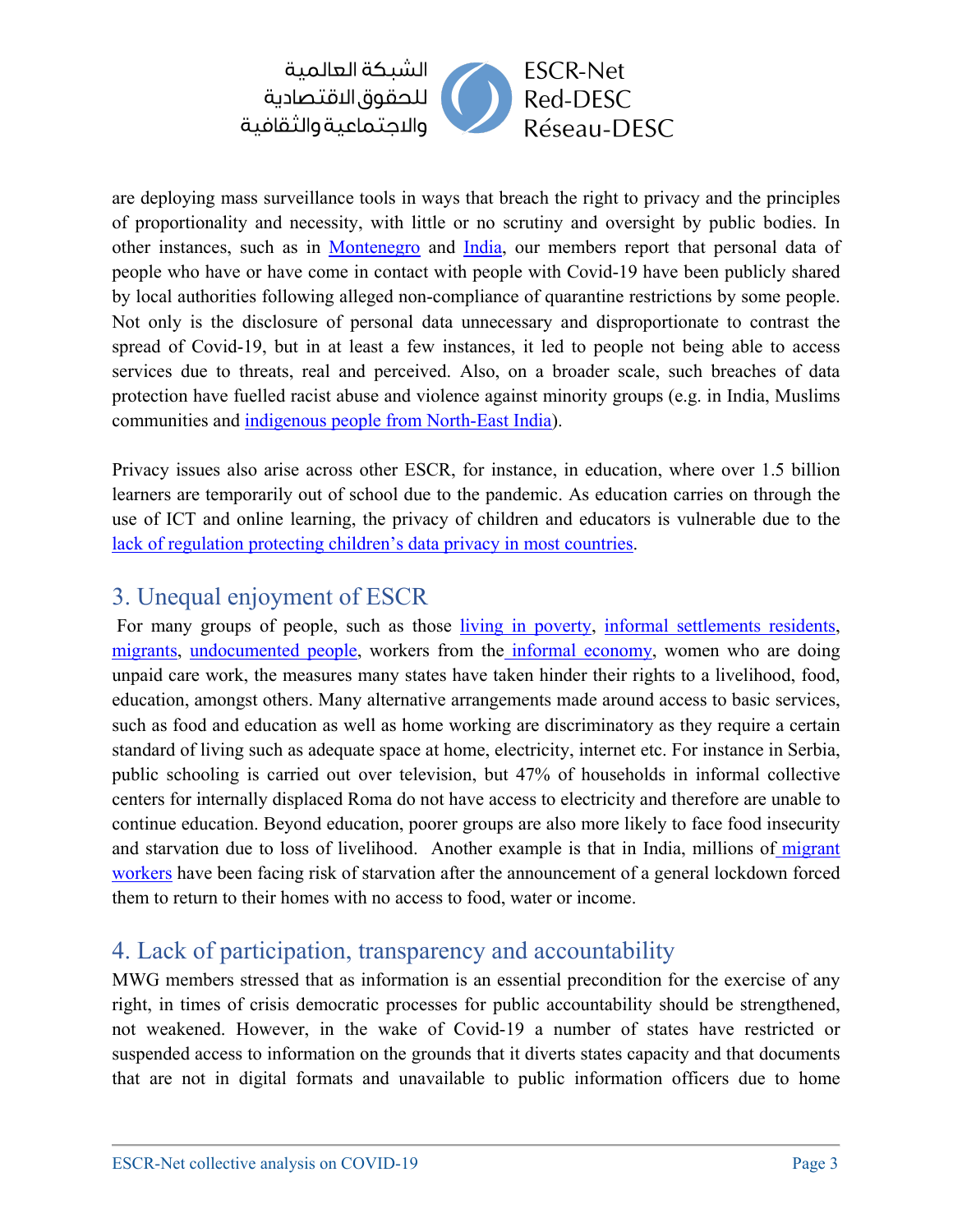are deploying mass surveillance tools in ways that breach the right to privacy and the principles of proportionality and necessity, with little or no scrutiny and oversight by public bodies. In other instances, such as in Montenegro and India, our members report that personal data of people who have or have come in contact with people with Covid-19 have been publicly shared by local authorities following alleged non-compliance of quarantine restrictions by some people. Not only is the disclosure of personal data unnecessary and disproportionate to contrast the spread of Covid-19, but in at least a few instances, it led to people not being able to access services due to threats, real and perceived. Also, on a broader scale, such breaches of data protection have fuelled racist abuse and violence against minority groups (e.g. in India, Muslims communities and indigenous people from North-East India).

Privacy issues also arise across other ESCR, for instance, in education, where over 1.5 billion learners are temporarily out of school due to the pandemic. As education carries on through the use of ICT and online learning, the privacy of children and educators is vulnerable due to the lack of regulation protecting children's data privacy in most countries.

## 3. Unequal enjoyment of ESCR

For many groups of people, such as those living in poverty, informal settlements residents, migrants, undocumented people, workers from the informal economy, women who are doing unpaid care work, the measures many states have taken hinder their rights to a livelihood, food, education, amongst others. Many alternative arrangements made around access to basic services, such as food and education as well as home working are discriminatory as they require a certain standard of living such as adequate space at home, electricity, internet etc. For instance in Serbia, public schooling is carried out over television, but 47% of households in informal collective centers for internally displaced Roma do not have access to electricity and therefore are unable to continue education. Beyond education, poorer groups are also more likely to face food insecurity and starvation due to loss of livelihood. Another example is that in India, millions of migrant workers have been facing risk of starvation after the announcement of a general lockdown forced them to return to their homes with no access to food, water or income.

## 4. Lack of participation, transparency and accountability

MWG members stressed that as information is an essential precondition for the exercise of any right, in times of crisis democratic processes for public accountability should be strengthened, not weakened. However, in the wake of Covid-19 a number of states have restricted or suspended access to information on the grounds that it diverts states capacity and that documents that are not in digital formats and unavailable to public information officers due to home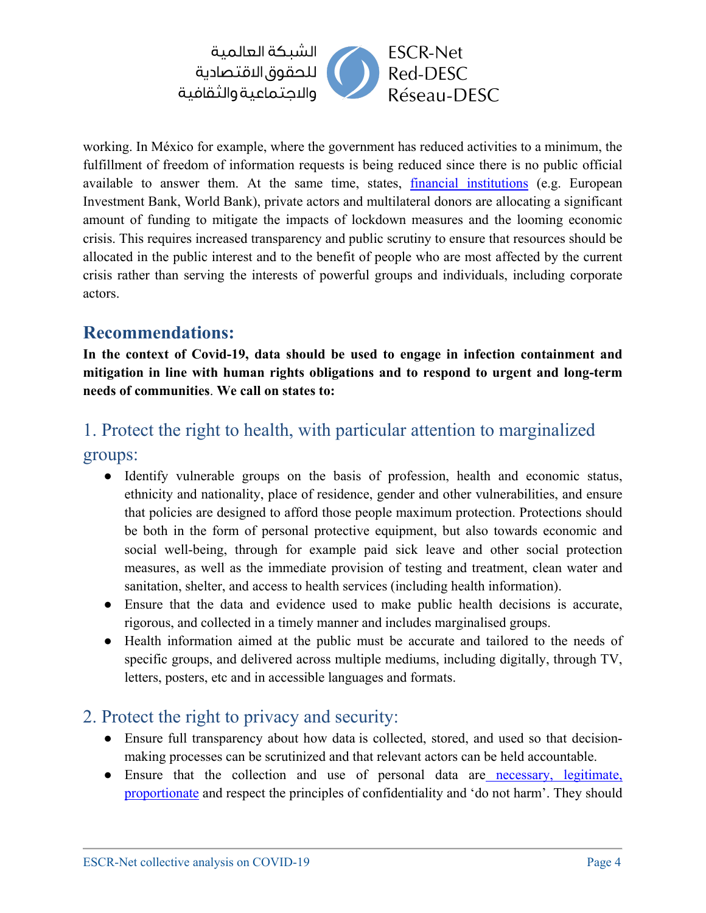working. In México for example, where the government has reduced activities to a minimum, the fulfillment of freedom of information requests is being reduced since there is no public official available to answer them. At the same time, states, financial institutions (e.g. European Investment Bank, World Bank), private actors and multilateral donors are allocating a significant amount of funding to mitigate the impacts of lockdown measures and the looming economic crisis. This requires increased transparency and public scrutiny to ensure that resources should be allocated in the public interest and to the benefit of people who are most affected by the current crisis rather than serving the interests of powerful groups and individuals, including corporate actors.

## Recommendations:

**In the context of Covid-19, data should be used to engage in infection containment and mitigation in line with human rights obligations and to respond to urgent and long-term needs of communities**. **We call on states to:**

### 1. Protect the right to health, with particular attention to marginalized groups:

- Identify vulnerable groups on the basis of profession, health and economic status, ethnicity and nationality, place of residence, gender and other vulnerabilities, and ensure that policies are designed to afford those people maximum protection. Protections should be both in the form of personal protective equipment, but also towards economic and social well-being, through for example paid sick leave and other social protection measures, as well as the immediate provision of testing and treatment, clean water and sanitation, shelter, and access to health services (including health information).
- Ensure that the data and evidence used to make public health decisions is accurate, rigorous, and collected in a timely manner and includes marginalised groups.
- Health information aimed at the public must be accurate and tailored to the needs of specific groups, and delivered across multiple mediums, including digitally, through TV, letters, posters, etc and in accessible languages and formats.

### 2. Protect the right to privacy and security:

- Ensure full transparency about how data is collected, stored, and used so that decision-making processes can be scrutinized and that relevant actors can be held accountable.
- Ensure that the collection and use of personal data are necessary, legitimate, proportionate and respect the principles of confidentiality and 'do not harm'. They should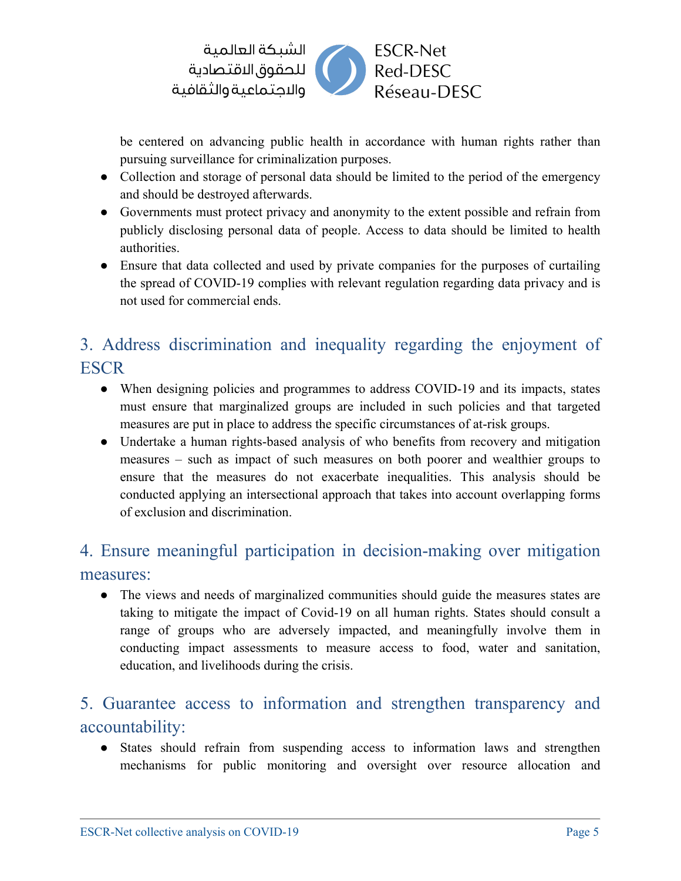be centered on advancing public health in accordance with human rights rather than pursuing surveillance for criminalization purposes.

- Collection and storage of personal data should be limited to the period of the emergency and should be destroyed afterwards.
- Governments must protect privacy and anonymity to the extent possible and refrain from publicly disclosing personal data of people. Access to data should be limited to health authorities.
- Ensure that data collected and used by private companies for the purposes of curtailing the spread of COVID-19 complies with relevant regulation regarding data privacy and is not used for commercial ends.

## 3. Address discrimination and inequality regarding the enjoyment of ESCR

- When designing policies and programmes to address COVID-19 and its impacts, states must ensure that marginalized groups are included in such policies and that targeted measures are put in place to address the specific circumstances of at-risk groups.
- Undertake a human rights-based analysis of who benefits from recovery and mitigation measures – such as impact of such measures on both poorer and wealthier groups to ensure that the measures do not exacerbate inequalities. This analysis should be conducted applying an intersectional approach that takes into account overlapping forms of exclusion and discrimination.

## 4. Ensure meaningful participation in decision-making over mitigation measures:

- The views and needs of marginalized communities should guide the measures states are taking to mitigate the impact of Covid-19 on all human rights. States should consult a range of groups who are adversely impacted, and meaningfully involve them in conducting impact assessments to measure access to food, water and sanitation, education, and livelihoods during the crisis.

## 5. Guarantee access to information and strengthen transparency and accountability:

- States should refrain from suspending access to information laws and strengthen mechanisms for public monitoring and oversight over resource allocation and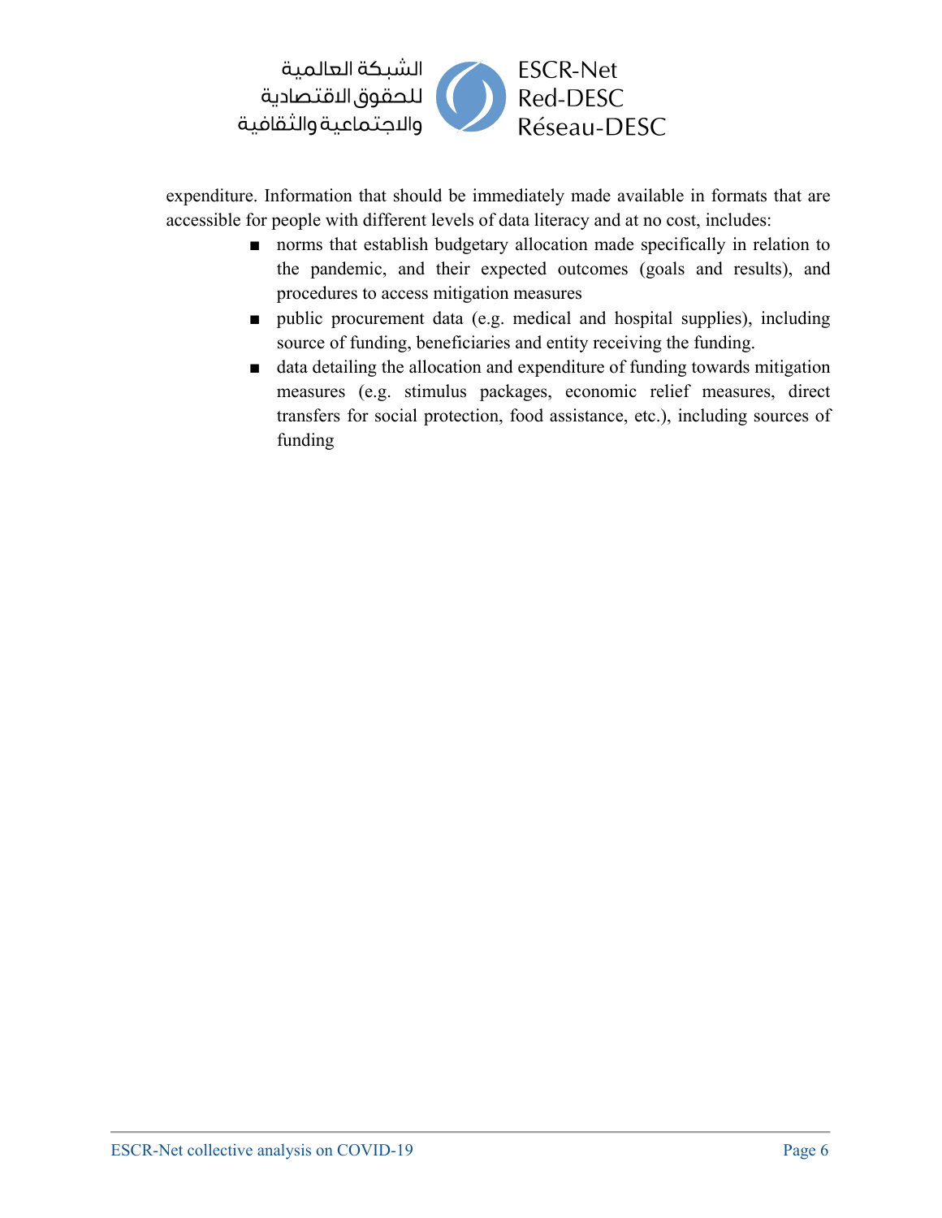expenditure. Information that should be immediately made available in formats that are accessible for people with different levels of data literacy and at no cost, includes:

- norms that establish budgetary allocation made specifically in relation to the pandemic, and their expected outcomes (goals and results), and procedures to access mitigation measures
- public procurement data (e.g. medical and hospital supplies), including source of funding, beneficiaries and entity receiving the funding.
- data detailing the allocation and expenditure of funding towards mitigation measures (e.g. stimulus packages, economic relief measures, direct transfers for social protection, food assistance, etc.), including sources of funding